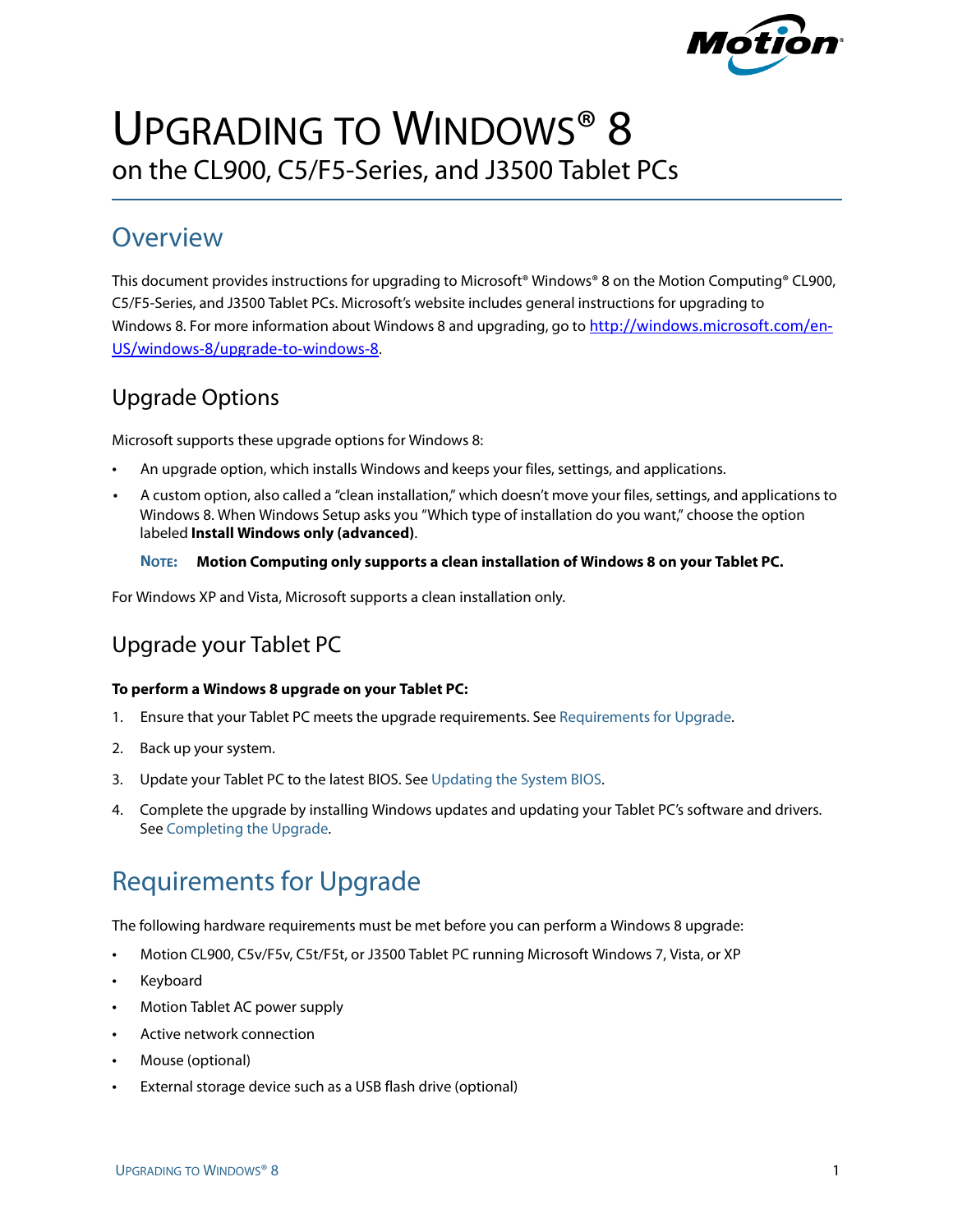# Upgrading to Windows® 8

on the CL900, C5/F5-Series, and J3500 Tablet PCs

## Overview

This document provides instructions for upgrading to Microsoft® Windows® 8 on the Motion Computing® CL900, C5/F5-Series, and J3500 Tablet PCs. Microsoft's website includes general instructions for upgrading to Windows 8. For more information about Windows 8 and upgrading, go to [http://windows.microsoft.com/en-US/windows-8/upgrade-to-windows-8](http://windows.microsoft.com/en-US/windows-8/upgrade-to-windows-8).

### Upgrade Options

Microsoft supports these upgrade options for Windows 8:

- An upgrade option, which installs Windows and keeps your files, settings, and applications.
- A custom option, also called a "clean installation," which doesn't move your files, settings, and applications to Windows 8. When Windows Setup asks you "Which type of installation do you want," choose the option labeled **Install Windows only (advanced)**.

  **NOTE:** **Motion Computing only supports a clean installation of Windows 8 on your Tablet PC.**

For Windows XP and Vista, Microsoft supports a clean installation only.

### Upgrade your Tablet PC

**To perform a Windows 8 upgrade on your Tablet PC:**

1. Ensure that your Tablet PC meets the upgrade requirements. See Requirements for Upgrade.
2. Back up your system.
3. Update your Tablet PC to the latest BIOS. See Updating the System BIOS.
4. Complete the upgrade by installing Windows updates and updating your Tablet PC's software and drivers. See Completing the Upgrade.

## Requirements for Upgrade

The following hardware requirements must be met before you can perform a Windows 8 upgrade:

- Motion CL900, C5v/F5v, C5t/F5t, or J3500 Tablet PC running Microsoft Windows 7, Vista, or XP
- Keyboard
- Motion Tablet AC power supply
- Active network connection
- Mouse (optional)
- External storage device such as a USB flash drive (optional)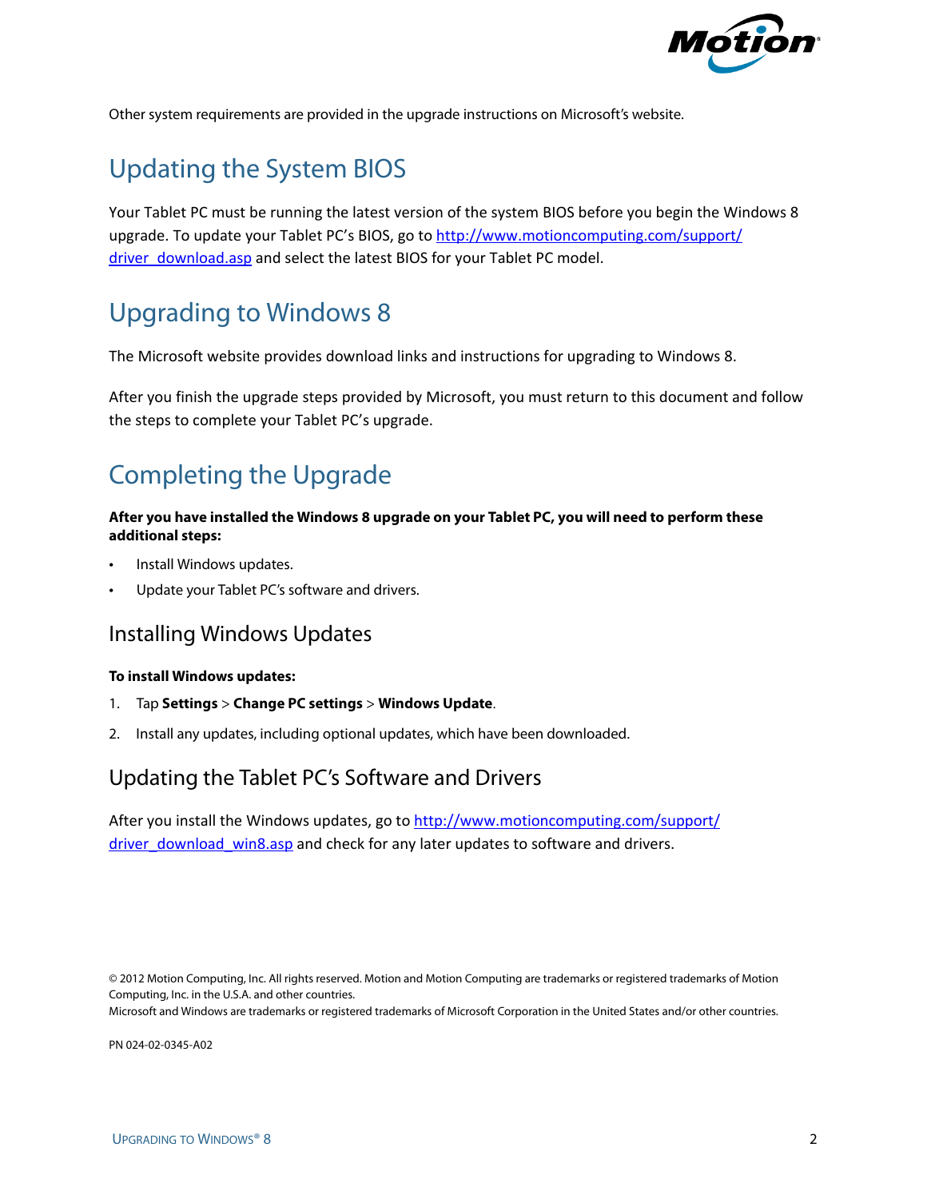Other system requirements are provided in the upgrade instructions on Microsoft's website.

## Updating the System BIOS

Your Tablet PC must be running the latest version of the system BIOS before you begin the Windows 8 upgrade. To update your Tablet PC's BIOS, go to [http://www.motioncomputing.com/support/driver_download.asp](http://www.motioncomputing.com/support/driver_download.asp) and select the latest BIOS for your Tablet PC model.

## Upgrading to Windows 8

The Microsoft website provides download links and instructions for upgrading to Windows 8.

After you finish the upgrade steps provided by Microsoft, you must return to this document and follow the steps to complete your Tablet PC's upgrade.

## Completing the Upgrade

**After you have installed the Windows 8 upgrade on your Tablet PC, you will need to perform these additional steps:**

- Install Windows updates.
- Update your Tablet PC's software and drivers.

### Installing Windows Updates

**To install Windows updates:**

1. Tap **Settings** > **Change PC settings** > **Windows Update**.
2. Install any updates, including optional updates, which have been downloaded.

### Updating the Tablet PC's Software and Drivers

After you install the Windows updates, go to [http://www.motioncomputing.com/support/driver_download_win8.asp](http://www.motioncomputing.com/support/driver_download_win8.asp) and check for any later updates to software and drivers.

© 2012 Motion Computing, Inc. All rights reserved. Motion and Motion Computing are trademarks or registered trademarks of Motion Computing, Inc. in the U.S.A. and other countries.
Microsoft and Windows are trademarks or registered trademarks of Microsoft Corporation in the United States and/or other countries.

PN 024-02-0345-A02